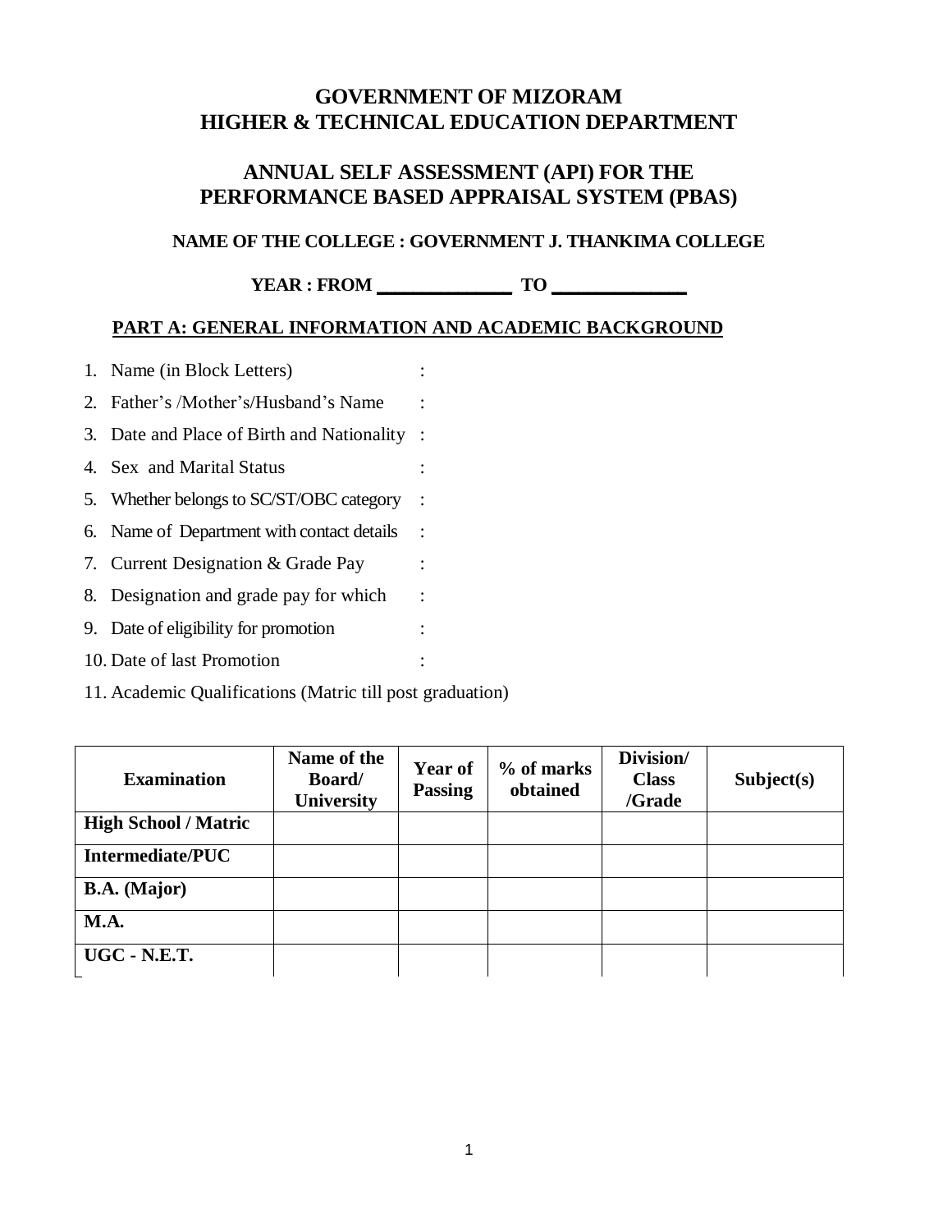# GOVERNMENT OF MIZORAM
# HIGHER & TECHNICAL EDUCATION DEPARTMENT

## ANNUAL SELF ASSESSMENT (API) FOR THE PERFORMANCE BASED APPRAISAL SYSTEM (PBAS)

**NAME OF THE COLLEGE : GOVERNMENT J. THANKIMA COLLEGE**

**YEAR : FROM \_\_\_\_\_\_\_\_\_\_\_\_\_\_ TO \_\_\_\_\_\_\_\_\_\_\_\_\_\_**

### PART A: GENERAL INFORMATION AND ACADEMIC BACKGROUND

1. Name (in Block Letters) :
2. Father's /Mother's/Husband's Name :
3. Date and Place of Birth and Nationality :
4. Sex and Marital Status :
5. Whether belongs to SC/ST/OBC category :
6. Name of Department with contact details :
7. Current Designation & Grade Pay :
8. Designation and grade pay for which :
9. Date of eligibility for promotion :
10. Date of last Promotion :
11. Academic Qualifications (Matric till post graduation)

| Examination | Name of the Board/ University | Year of Passing | % of marks obtained | Division/ Class /Grade | Subject(s) |
|---|---|---|---|---|---|
| **High School / Matric** | | | | | |
| **Intermediate/PUC** | | | | | |
| **B.A. (Major)** | | | | | |
| **M.A.** | | | | | |
| **UGC - N.E.T.** | | | | | |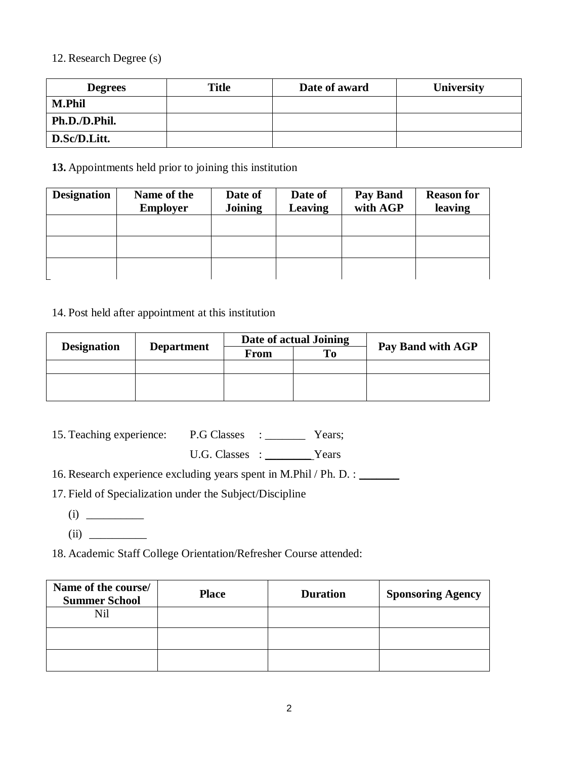12. Research Degree (s)

| Degrees | Title | Date of award | University |
|---|---|---|---|
| **M.Phil** | | | |
| **Ph.D./D.Phil.** | | | |
| **D.Sc/D.Litt.** | | | |

**13.** Appointments held prior to joining this institution

| Designation | Name of the Employer | Date of Joining | Date of Leaving | Pay Band with AGP | Reason for leaving |
|---|---|---|---|---|---|
| | | | | | |
| | | | | | |
| | | | | | |

14. Post held after appointment at this institution

| Designation | Department | Date of actual Joining | | Pay Band with AGP |
|---|---|---|---|---|
| | | From | To | |
| | | | | |
| | | | | |

15. Teaching experience: P.G Classes : _______ Years;

U.G. Classes : ________ Years

16. Research experience excluding years spent in M.Phil / Ph. D. : _______

17. Field of Specialization under the Subject/Discipline

(i) __________

(ii) __________

18. Academic Staff College Orientation/Refresher Course attended:

| Name of the course/ Summer School | Place | Duration | Sponsoring Agency |
|---|---|---|---|
| Nil | | | |
| | | | |
| | | | |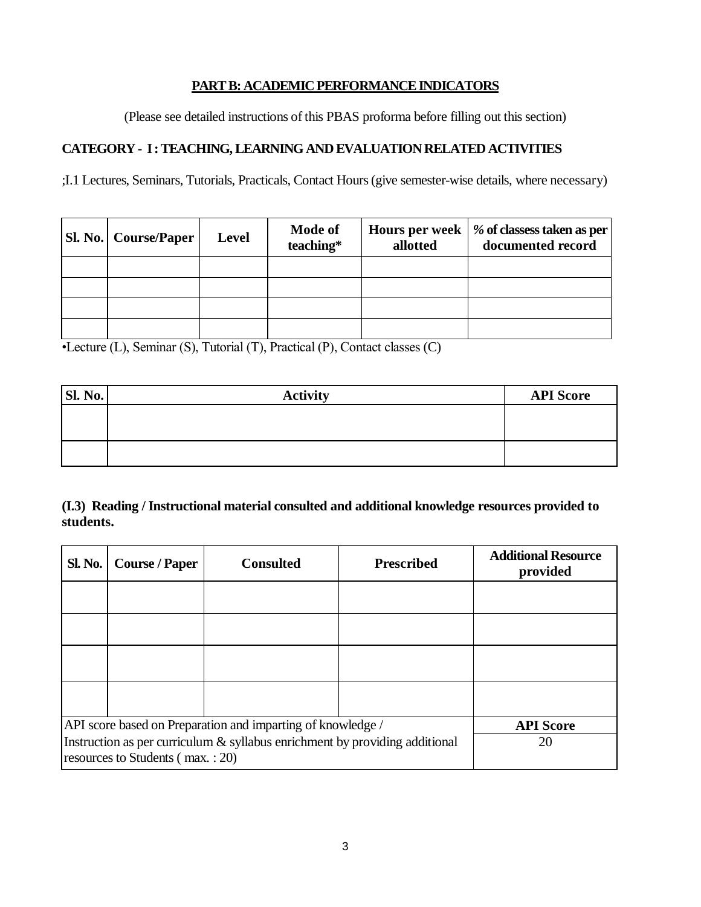## PART B: ACADEMIC PERFORMANCE INDICATORS

(Please see detailed instructions of this PBAS proforma before filling out this section)

### CATEGORY - I : TEACHING, LEARNING AND EVALUATION RELATED ACTIVITIES

;I.1 Lectures, Seminars, Tutorials, Practicals, Contact Hours (give semester-wise details, where necessary)

| Sl. No. | Course/Paper | Level | Mode of teaching* | Hours per week allotted | % of classess taken as per documented record |
|---|---|---|---|---|---|
| | | | | | |
| | | | | | |
| | | | | | |
| | | | | | |

•Lecture (L), Seminar (S), Tutorial (T), Practical (P), Contact classes (C)

| Sl. No. | Activity | API Score |
|---|---|---|
| | | |
| | | |

**(I.3) Reading / Instructional material consulted and additional knowledge resources provided to students.**

| Sl. No. | Course / Paper | Consulted | Prescribed | Additional Resource provided |
|---|---|---|---|---|
| | | | | |
| | | | | |
| | | | | |
| | | | | |
| API score based on Preparation and imparting of knowledge / Instruction as per curriculum & syllabus enrichment by providing additional resources to Students ( max. : 20) | | | | **API Score** 20 |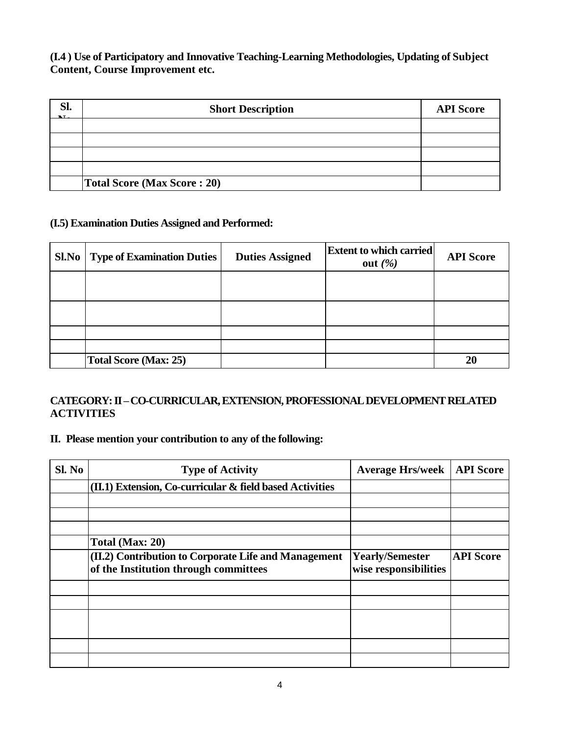**(I.4 ) Use of Participatory and Innovative Teaching-Learning Methodologies, Updating of Subject Content, Course Improvement etc.**

| Sl. No | Short Description | API Score |
|---|---|---|
| | | |
| | | |
| | | |
| | | |
| | **Total Score (Max Score : 20)** | |

**(I.5) Examination Duties Assigned and Performed:**

| Sl.No | Type of Examination Duties | Duties Assigned | Extent to which carried out *(%)* | API Score |
|---|---|---|---|---|
| | | | | |
| | | | | |
| | | | | |
| | | | | |
| | **Total Score (Max: 25)** | | | **20** |

**CATEGORY: II – CO-CURRICULAR, EXTENSION, PROFESSIONAL DEVELOPMENT RELATED ACTIVITIES**

**II. Please mention your contribution to any of the following:**

| Sl. No | Type of Activity | Average Hrs/week | API Score |
|---|---|---|---|
| | **(II.1) Extension, Co-curricular & field based Activities** | | |
| | | | |
| | | | |
| | | | |
| | **Total (Max: 20)** | | |
| | **(II.2) Contribution to Corporate Life and Management of the Institution through committees** | **Yearly/Semester wise responsibilities** | **API Score** |
| | | | |
| | | | |
| | | | |
| | | | |
| | | | |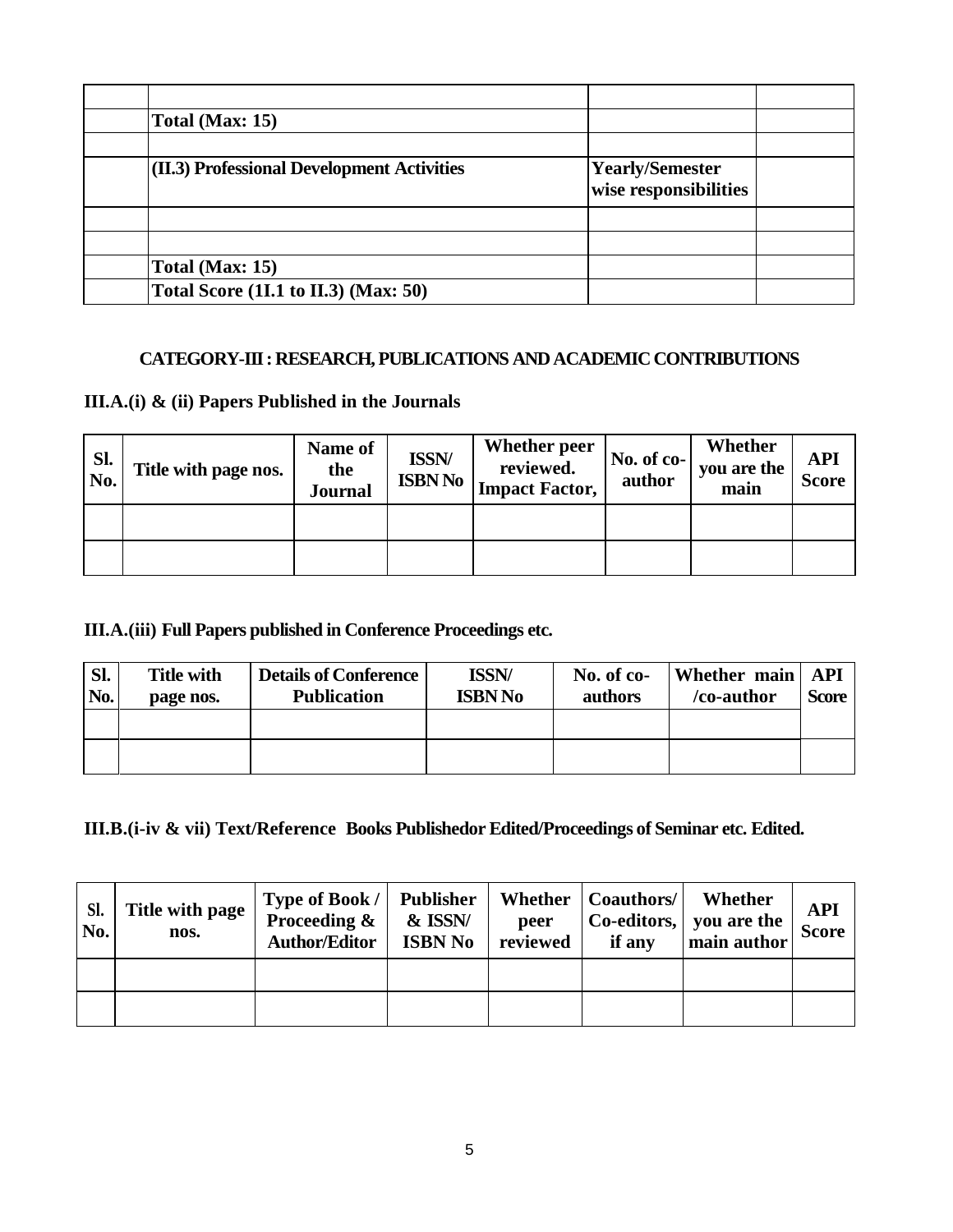| | | | |
|---|---|---|---|
| | | | |
| | **Total (Max: 15)** | | |
| | | | |
| | **(II.3) Professional Development Activities** | **Yearly/Semester wise responsibilities** | |
| | | | |
| | | | |
| | **Total (Max: 15)** | | |
| | **Total Score (1I.1 to II.3) (Max: 50)** | | |

## CATEGORY-III : RESEARCH, PUBLICATIONS AND ACADEMIC CONTRIBUTIONS

### III.A.(i) & (ii) Papers Published in the Journals

| Sl. No. | Title with page nos. | Name of the Journal | ISSN/ ISBN No | Whether peer reviewed. Impact Factor, | No. of co-author | Whether you are the main | API Score |
|---|---|---|---|---|---|---|---|
| | | | | | | | |
| | | | | | | | |

### III.A.(iii) Full Papers published in Conference Proceedings etc.

| Sl. No. | Title with page nos. | Details of Conference Publication | ISSN/ ISBN No | No. of co-authors | Whether main /co-author | API Score |
|---|---|---|---|---|---|---|
| | | | | | | |
| | | | | | | |

### III.B.(i-iv & vii) Text/Reference Books Publishedor Edited/Proceedings of Seminar etc. Edited.

| Sl. No. | Title with page nos. | Type of Book / Proceeding & Author/Editor | Publisher & ISSN/ ISBN No | Whether peer reviewed | Coauthors/ Co-editors, if any | Whether you are the main author | API Score |
|---|---|---|---|---|---|---|---|
| | | | | | | | |
| | | | | | | | |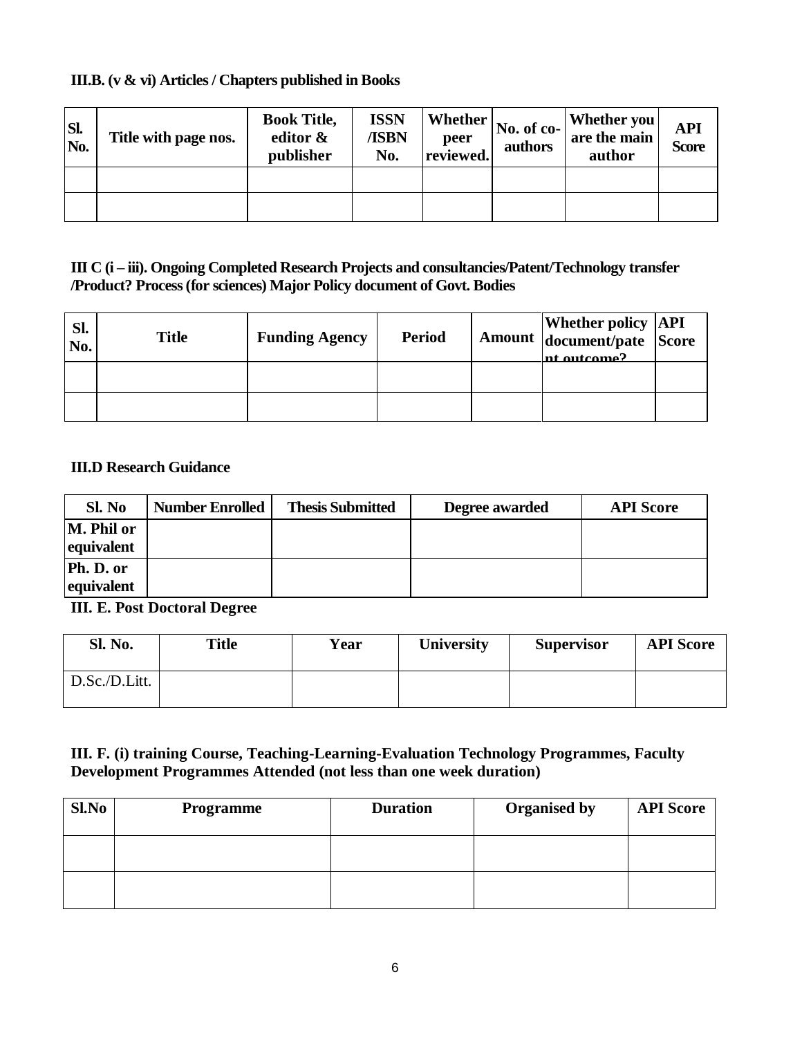**III.B. (v & vi) Articles / Chapters published in Books**

| Sl. No. | Title with page nos. | Book Title, editor & publisher | ISSN /ISBN No. | Whether peer reviewed. | No. of co-authors | Whether you are the main author | API Score |
|---|---|---|---|---|---|---|---|
| | | | | | | | |
| | | | | | | | |

**III C (i – iii). Ongoing Completed Research Projects and consultancies/Patent/Technology transfer /Product? Process (for sciences) Major Policy document of Govt. Bodies**

| Sl. No. | Title | Funding Agency | Period | Amount | Whether policy document/patent outcome? | API Score |
|---|---|---|---|---|---|---|
| | | | | | | |
| | | | | | | |

**III.D Research Guidance**

| Sl. No | Number Enrolled | Thesis Submitted | Degree awarded | API Score |
|---|---|---|---|---|
| M. Phil or equivalent | | | | |
| Ph. D. or equivalent | | | | |

**III. E. Post Doctoral Degree**

| Sl. No. | Title | Year | University | Supervisor | API Score |
|---|---|---|---|---|---|
| D.Sc./D.Litt. | | | | | |

**III. F. (i) training Course, Teaching-Learning-Evaluation Technology Programmes, Faculty Development Programmes Attended (not less than one week duration)**

| Sl.No | Programme | Duration | Organised by | API Score |
|---|---|---|---|---|
| | | | | |
| | | | | |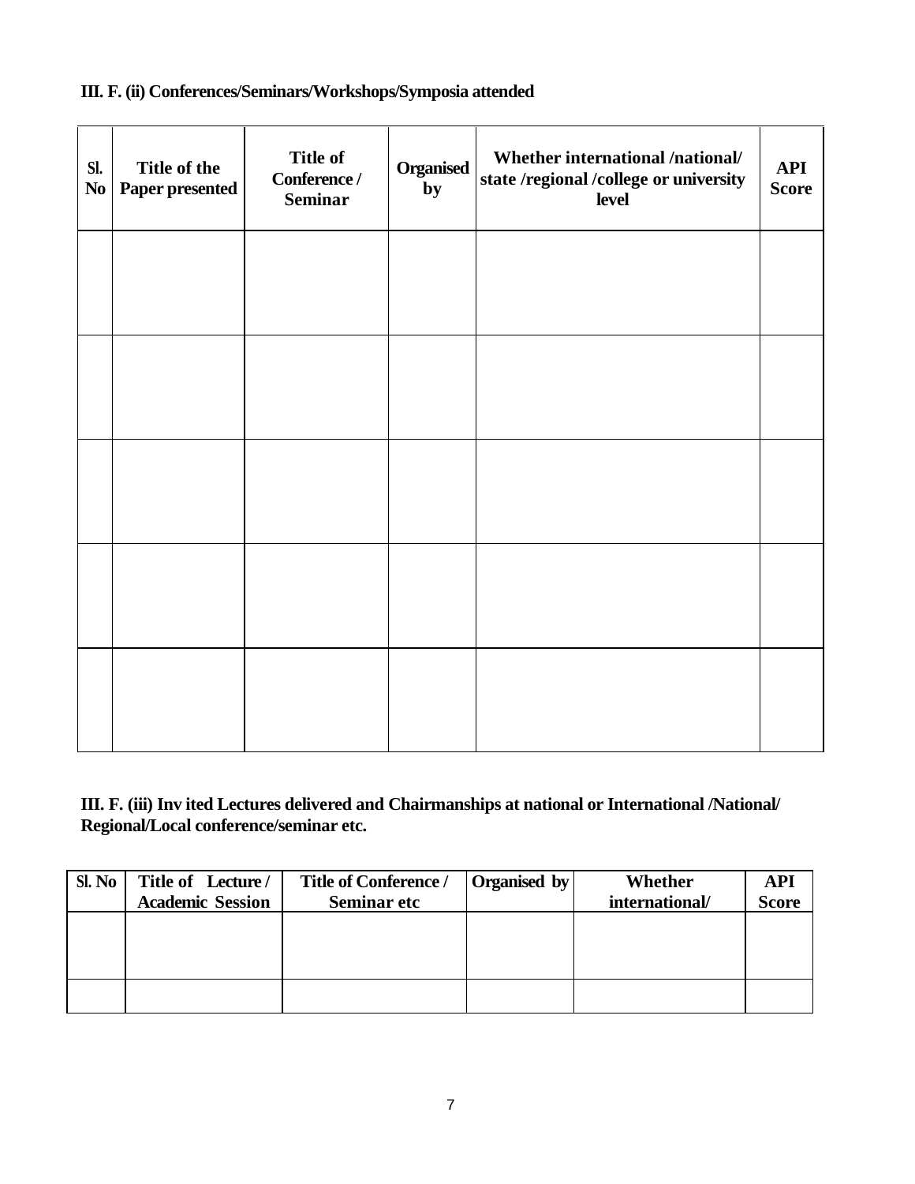**III. F. (ii) Conferences/Seminars/Workshops/Symposia attended**

| Sl. No | Title of the Paper presented | Title of Conference / Seminar | Organised by | Whether international /national/ state /regional /college or university level | API Score |
|---|---|---|---|---|---|
| | | | | | |
| | | | | | |
| | | | | | |
| | | | | | |
| | | | | | |

**III. F. (iii) Inv ited Lectures delivered and Chairmanships at national or International /National/ Regional/Local conference/seminar etc.**

| Sl. No | Title of Lecture / Academic Session | Title of Conference / Seminar etc | Organised by | Whether international/ | API Score |
|---|---|---|---|---|---|
| | | | | | |
| | | | | | |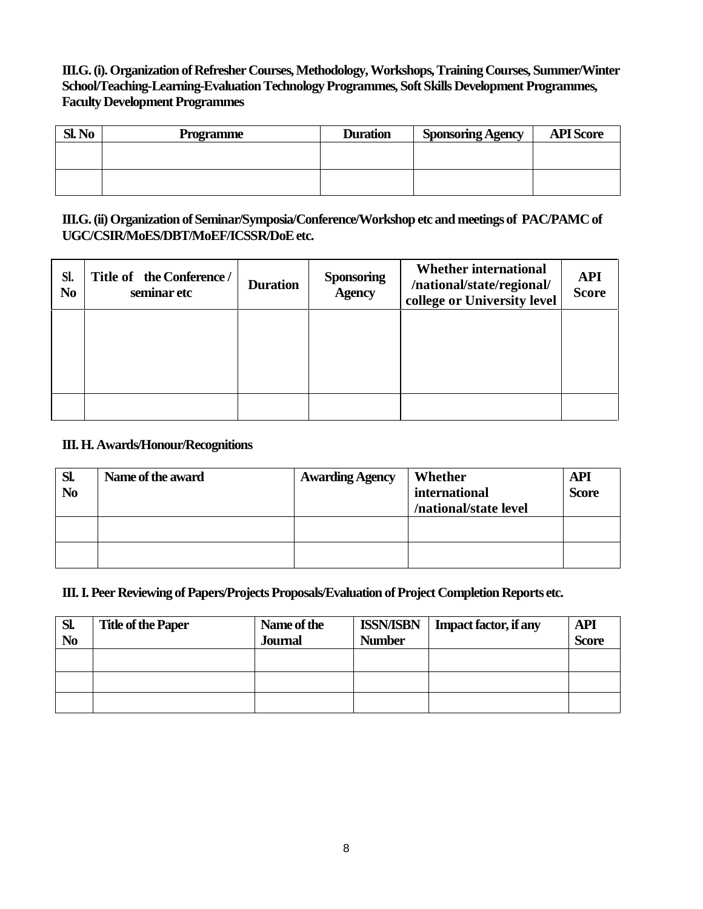**III.G. (i). Organization of Refresher Courses, Methodology, Workshops, Training Courses, Summer/Winter School/Teaching-Learning-Evaluation Technology Programmes, Soft Skills Development Programmes, Faculty Development Programmes**

| Sl. No | Programme | Duration | Sponsoring Agency | API Score |
|---|---|---|---|---|
| | | | | |
| | | | | |

**III.G. (ii) Organization of Seminar/Symposia/Conference/Workshop etc and meetings of PAC/PAMC of UGC/CSIR/MoES/DBT/MoEF/ICSSR/DoE etc.**

| Sl. No | Title of the Conference / seminar etc | Duration | Sponsoring Agency | Whether international /national/state/regional/ college or University level | API Score |
|---|---|---|---|---|---|
| | | | | | |
| | | | | | |

**III. H. Awards/Honour/Recognitions**

| Sl. No | Name of the award | Awarding Agency | Whether international /national/state level | API Score |
|---|---|---|---|---|
| | | | | |
| | | | | |

**III. I. Peer Reviewing of Papers/Projects Proposals/Evaluation of Project Completion Reports etc.**

| Sl. No | Title of the Paper | Name of the Journal | ISSN/ISBN Number | Impact factor, if any | API Score |
|---|---|---|---|---|---|
| | | | | | |
| | | | | | |
| | | | | | |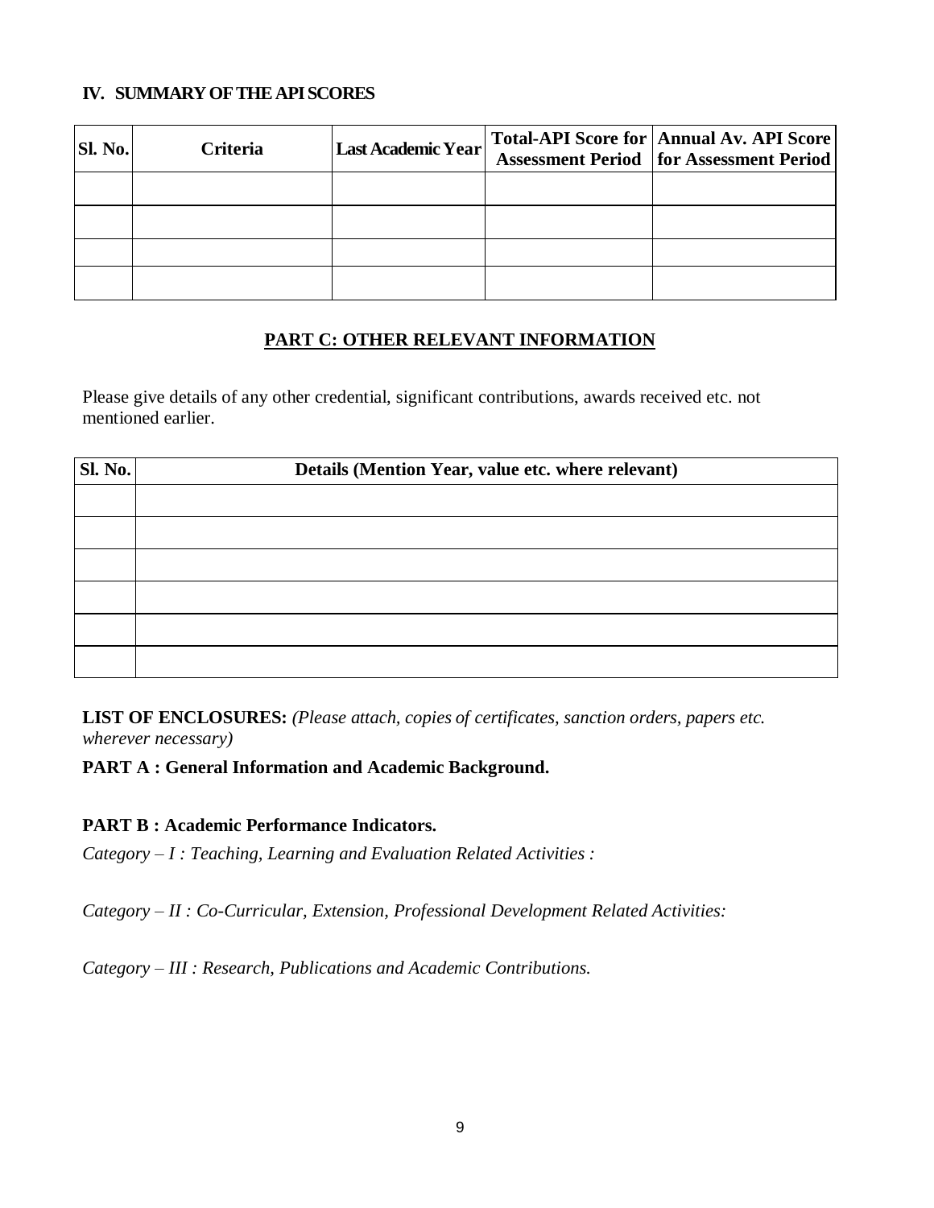### IV. SUMMARY OF THE API SCORES

| Sl. No. | Criteria | Last Academic Year | Total-API Score for Assessment Period | Annual Av. API Score for Assessment Period |
|---|---|---|---|---|
| | | | | |
| | | | | |
| | | | | |
| | | | | |

## PART C: OTHER RELEVANT INFORMATION

Please give details of any other credential, significant contributions, awards received etc. not mentioned earlier.

| Sl. No. | Details (Mention Year, value etc. where relevant) |
|---|---|
| | |
| | |
| | |
| | |
| | |
| | |

**LIST OF ENCLOSURES:** *(Please attach, copies of certificates, sanction orders, papers etc. wherever necessary)*

**PART A : General Information and Academic Background.**

**PART B : Academic Performance Indicators.**

*Category – I : Teaching, Learning and Evaluation Related Activities :*

*Category – II : Co-Curricular, Extension, Professional Development Related Activities:*

*Category – III : Research, Publications and Academic Contributions.*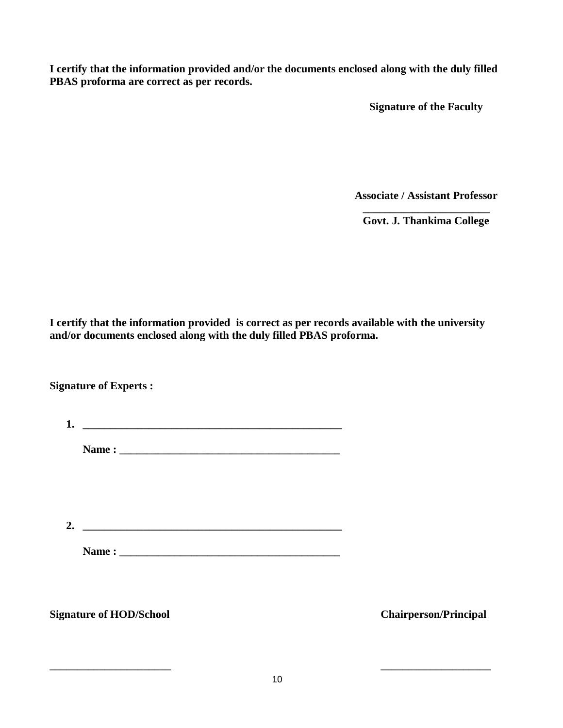**I certify that the information provided and/or the documents enclosed along with the duly filled PBAS proforma are correct as per records.**

**Signature of the Faculty**

**Associate / Assistant Professor**

**______________________**

**Govt. J. Thankima College**

**I certify that the information provided is correct as per records available with the university and/or documents enclosed along with the duly filled PBAS proforma.**

**Signature of Experts :**

1. **_______________________________________________**

   **Name : _________________________________________**

2. **_______________________________________________**

   **Name : _________________________________________**

**Signature of HOD/School**

**______________________**

**Chairperson/Principal**

**____________________**